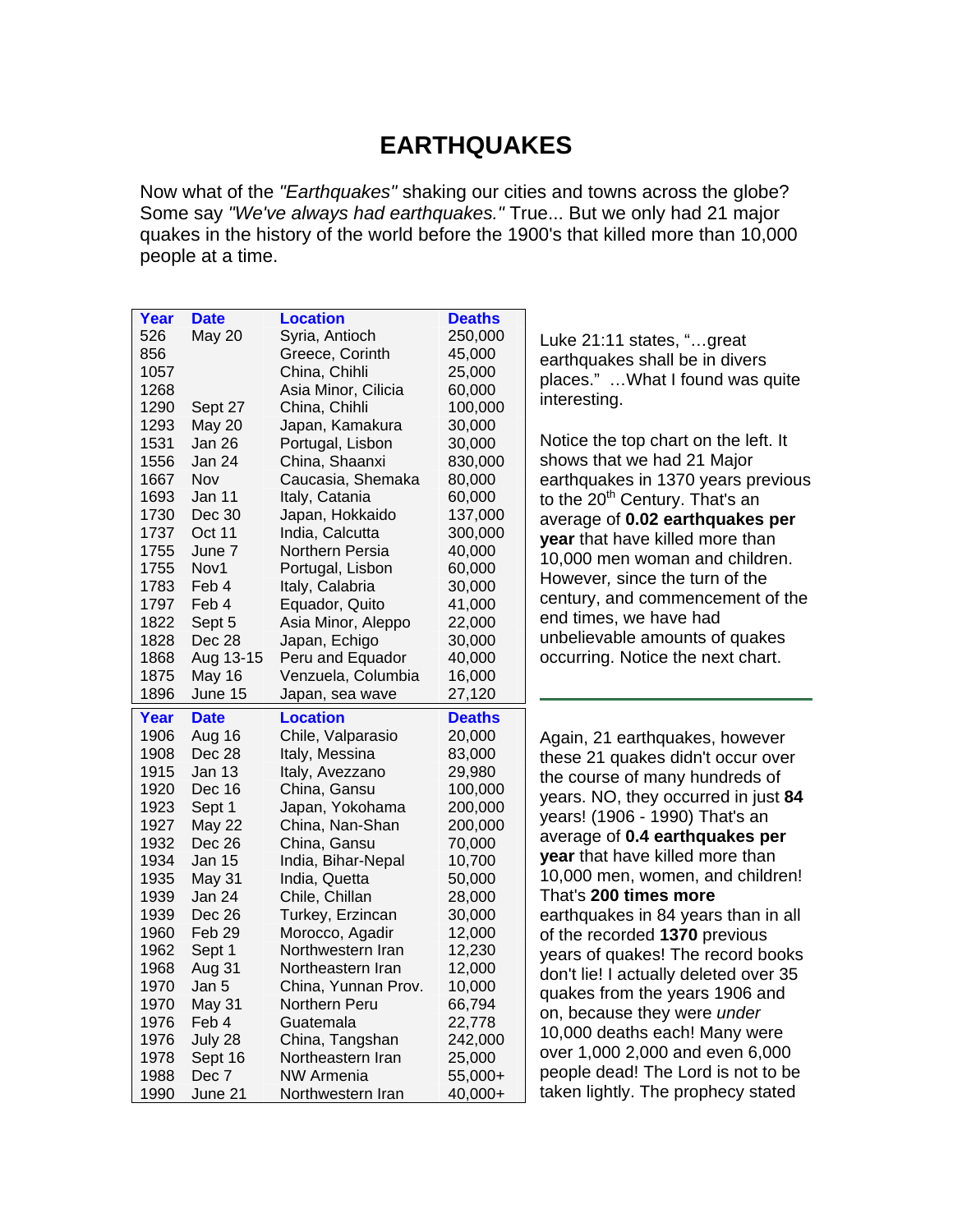# EARTHQUAKES

Now what of the *"Earthquakes"* shaking our cities and towns across the globe? Some say *"We've always had earthquakes."* True... But we only had 21 major quakes in the history of the world before the 1900's that killed more than 10,000 people at a time.

| Year | Date | Location | Deaths |
|---|---|---|---|
| 526 | May 20 | Syria, Antioch | 250,000 |
| 856 | | Greece, Corinth | 45,000 |
| 1057 | | China, Chihli | 25,000 |
| 1268 | | Asia Minor, Cilicia | 60,000 |
| 1290 | Sept 27 | China, Chihli | 100,000 |
| 1293 | May 20 | Japan, Kamakura | 30,000 |
| 1531 | Jan 26 | Portugal, Lisbon | 30,000 |
| 1556 | Jan 24 | China, Shaanxi | 830,000 |
| 1667 | Nov | Caucasia, Shemaka | 80,000 |
| 1693 | Jan 11 | Italy, Catania | 60,000 |
| 1730 | Dec 30 | Japan, Hokkaido | 137,000 |
| 1737 | Oct 11 | India, Calcutta | 300,000 |
| 1755 | June 7 | Northern Persia | 40,000 |
| 1755 | Nov1 | Portugal, Lisbon | 60,000 |
| 1783 | Feb 4 | Italy, Calabria | 30,000 |
| 1797 | Feb 4 | Equador, Quito | 41,000 |
| 1822 | Sept 5 | Asia Minor, Aleppo | 22,000 |
| 1828 | Dec 28 | Japan, Echigo | 30,000 |
| 1868 | Aug 13-15 | Peru and Equador | 40,000 |
| 1875 | May 16 | Venzuela, Columbia | 16,000 |
| 1896 | June 15 | Japan, sea wave | 27,120 |

Luke 21:11 states, "…great earthquakes shall be in divers places." …What I found was quite interesting.

Notice the top chart on the left. It shows that we had 21 Major earthquakes in 1370 years previous to the 20th Century. That's an average of **0.02 earthquakes per year** that have killed more than 10,000 men woman and children. However, since the turn of the century, and commencement of the end times, we have had unbelievable amounts of quakes occurring. Notice the next chart.

| Year | Date | Location | Deaths |
|---|---|---|---|
| 1906 | Aug 16 | Chile, Valparasio | 20,000 |
| 1908 | Dec 28 | Italy, Messina | 83,000 |
| 1915 | Jan 13 | Italy, Avezzano | 29,980 |
| 1920 | Dec 16 | China, Gansu | 100,000 |
| 1923 | Sept 1 | Japan, Yokohama | 200,000 |
| 1927 | May 22 | China, Nan-Shan | 200,000 |
| 1932 | Dec 26 | China, Gansu | 70,000 |
| 1934 | Jan 15 | India, Bihar-Nepal | 10,700 |
| 1935 | May 31 | India, Quetta | 50,000 |
| 1939 | Jan 24 | Chile, Chillan | 28,000 |
| 1939 | Dec 26 | Turkey, Erzincan | 30,000 |
| 1960 | Feb 29 | Morocco, Agadir | 12,000 |
| 1962 | Sept 1 | Northwestern Iran | 12,230 |
| 1968 | Aug 31 | Northeastern Iran | 12,000 |
| 1970 | Jan 5 | China, Yunnan Prov. | 10,000 |
| 1970 | May 31 | Northern Peru | 66,794 |
| 1976 | Feb 4 | Guatemala | 22,778 |
| 1976 | July 28 | China, Tangshan | 242,000 |
| 1978 | Sept 16 | Northeastern Iran | 25,000 |
| 1988 | Dec 7 | NW Armenia | 55,000+ |
| 1990 | June 21 | Northwestern Iran | 40,000+ |

Again, 21 earthquakes, however these 21 quakes didn't occur over the course of many hundreds of years. NO, they occurred in just **84** years! (1906 - 1990) That's an average of **0.4 earthquakes per year** that have killed more than 10,000 men, women, and children! That's **200 times more** earthquakes in 84 years than in all of the recorded **1370** previous years of quakes! The record books don't lie! I actually deleted over 35 quakes from the years 1906 and on, because they were *under* 10,000 deaths each! Many were over 1,000 2,000 and even 6,000 people dead! The Lord is not to be taken lightly. The prophecy stated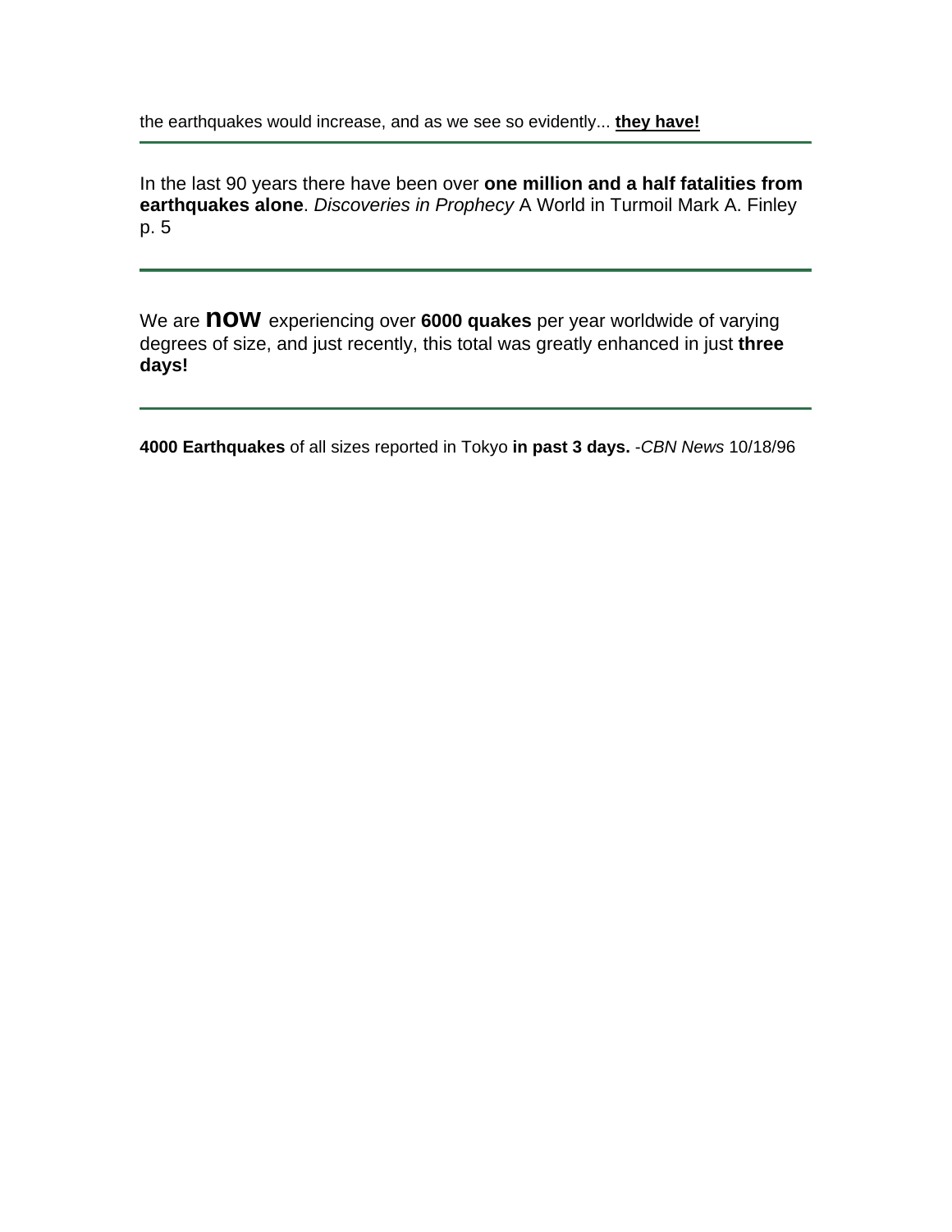the earthquakes would increase, and as we see so evidently... **they have!**

---

In the last 90 years there have been over **one million and a half fatalities from earthquakes alone**. *Discoveries in Prophecy* A World in Turmoil Mark A. Finley p. 5

---

We are **now** experiencing over **6000 quakes** per year worldwide of varying degrees of size, and just recently, this total was greatly enhanced in just **three days!**

---

**4000 Earthquakes** of all sizes reported in Tokyo **in past 3 days.** -*CBN News* 10/18/96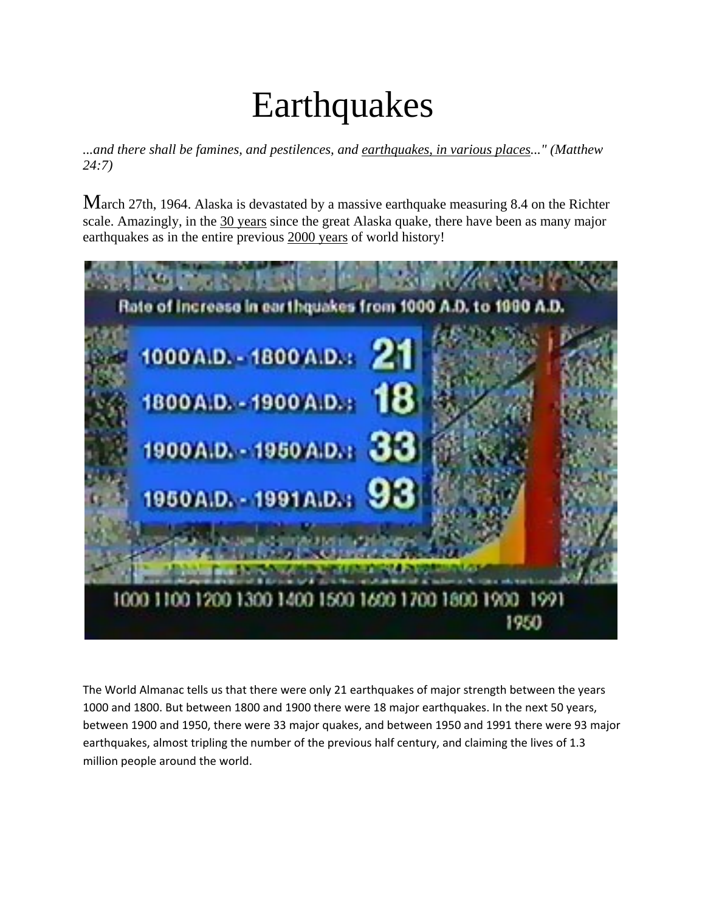# Earthquakes

*...and there shall be famines, and pestilences, and earthquakes, in various places..." (Matthew 24:7)*

March 27th, 1964. Alaska is devastated by a massive earthquake measuring 8.4 on the Richter scale. Amazingly, in the 30 years since the great Alaska quake, there have been as many major earthquakes as in the entire previous 2000 years of world history!

The World Almanac tells us that there were only 21 earthquakes of major strength between the years 1000 and 1800. But between 1800 and 1900 there were 18 major earthquakes. In the next 50 years, between 1900 and 1950, there were 33 major quakes, and between 1950 and 1991 there were 93 major earthquakes, almost tripling the number of the previous half century, and claiming the lives of 1.3 million people around the world.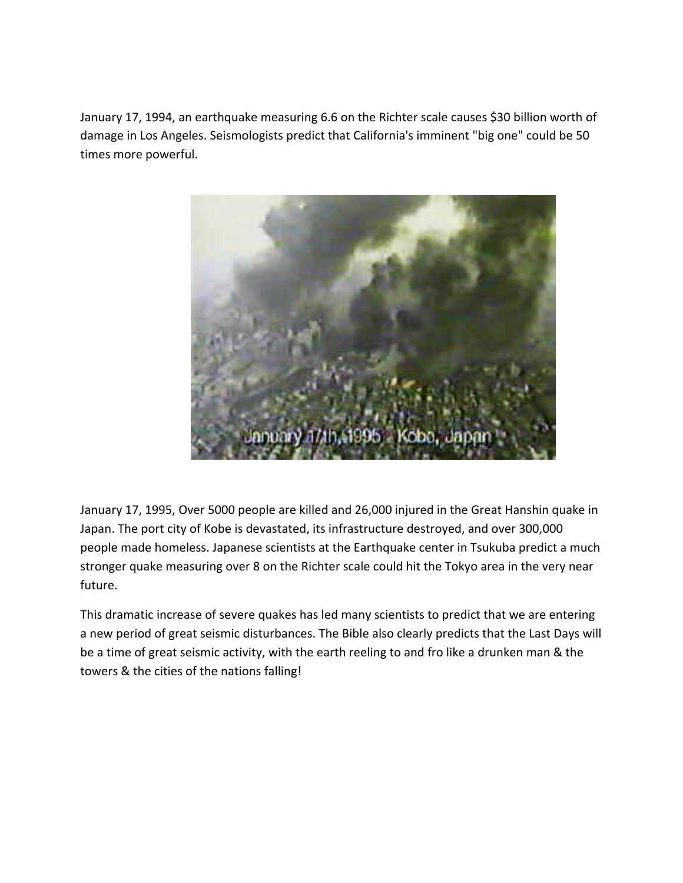January 17, 1994, an earthquake measuring 6.6 on the Richter scale causes $30 billion worth of damage in Los Angeles. Seismologists predict that California's imminent "big one" could be 50 times more powerful.

January 17, 1995, Over 5000 people are killed and 26,000 injured in the Great Hanshin quake in Japan. The port city of Kobe is devastated, its infrastructure destroyed, and over 300,000 people made homeless. Japanese scientists at the Earthquake center in Tsukuba predict a much stronger quake measuring over 8 on the Richter scale could hit the Tokyo area in the very near future.

This dramatic increase of severe quakes has led many scientists to predict that we are entering a new period of great seismic disturbances. The Bible also clearly predicts that the Last Days will be a time of great seismic activity, with the earth reeling to and fro like a drunken man & the towers & the cities of the nations falling!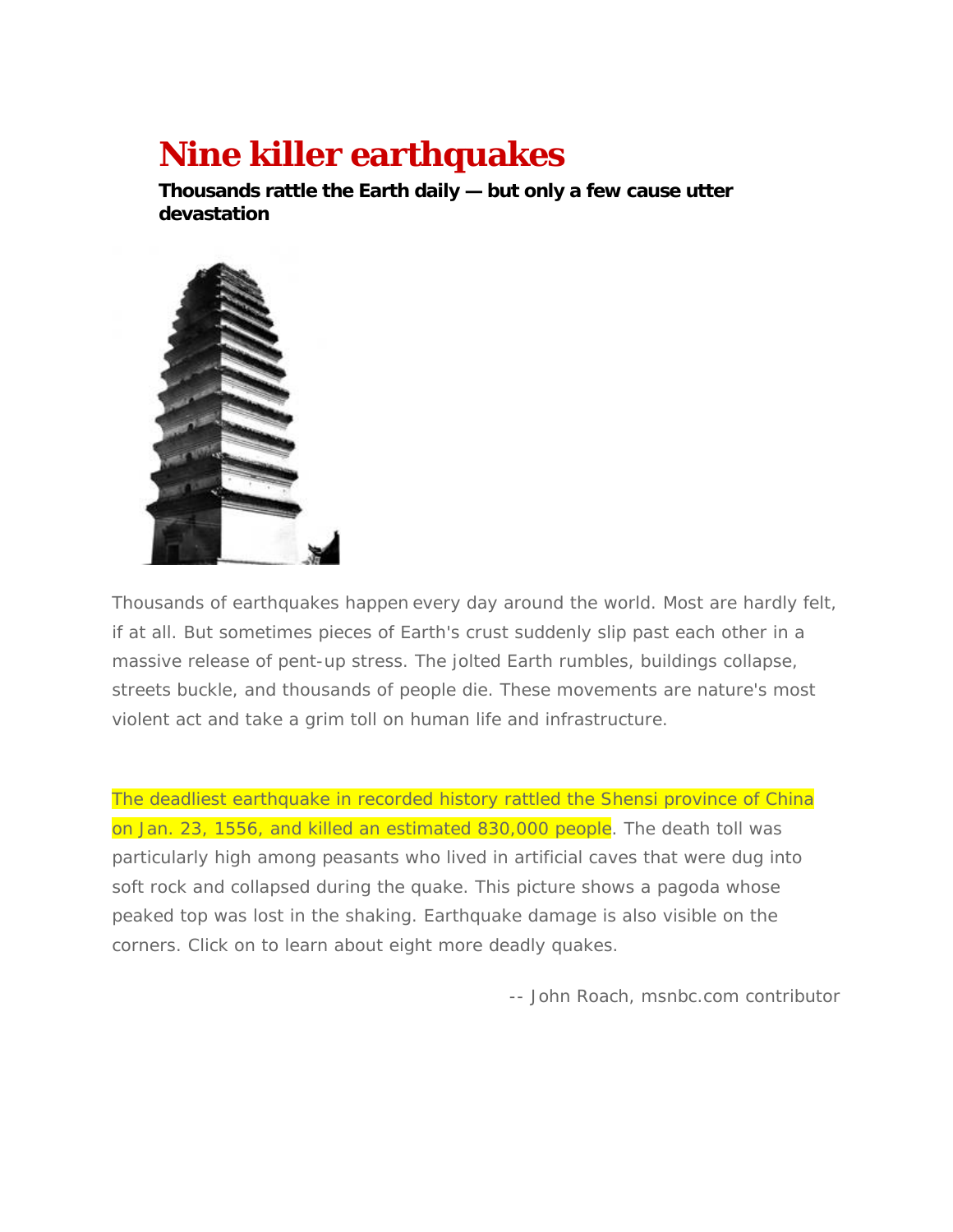# Nine killer earthquakes

**Thousands rattle the Earth daily — but only a few cause utter devastation**

Thousands of earthquakes happen every day around the world. Most are hardly felt, if at all. But sometimes pieces of Earth's crust suddenly slip past each other in a massive release of pent-up stress. The jolted Earth rumbles, buildings collapse, streets buckle, and thousands of people die. These movements are nature's most violent act and take a grim toll on human life and infrastructure.

The deadliest earthquake in recorded history rattled the Shensi province of China on Jan. 23, 1556, and killed an estimated 830,000 people. The death toll was particularly high among peasants who lived in artificial caves that were dug into soft rock and collapsed during the quake. This picture shows a pagoda whose peaked top was lost in the shaking. Earthquake damage is also visible on the corners. Click on to learn about eight more deadly quakes.

-- John Roach, msnbc.com contributor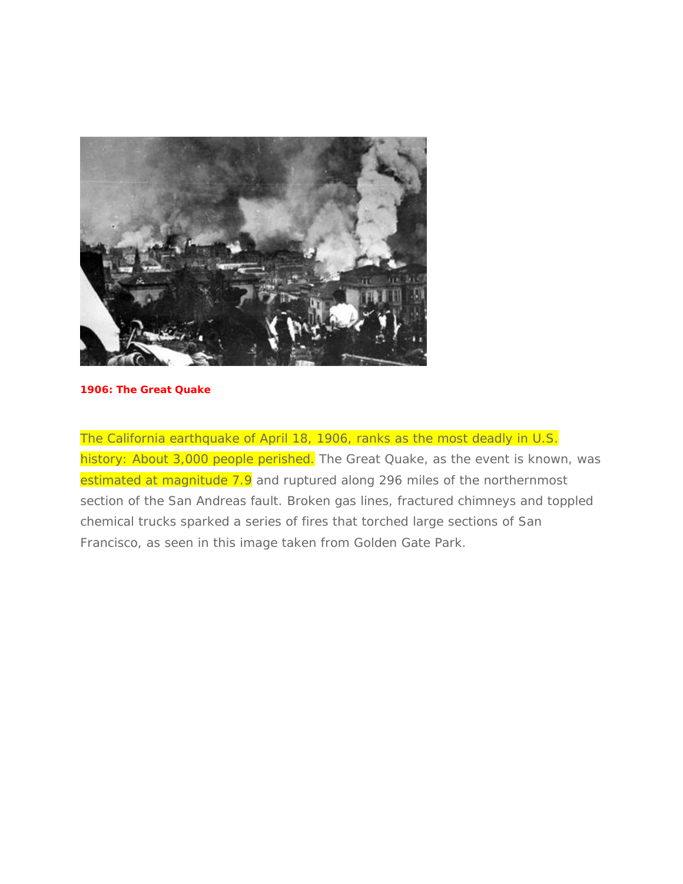**1906: The Great Quake**

The California earthquake of April 18, 1906, ranks as the most deadly in U.S. history: About 3,000 people perished. The Great Quake, as the event is known, was estimated at magnitude 7.9 and ruptured along 296 miles of the northernmost section of the San Andreas fault. Broken gas lines, fractured chimneys and toppled chemical trucks sparked a series of fires that torched large sections of San Francisco, as seen in this image taken from Golden Gate Park.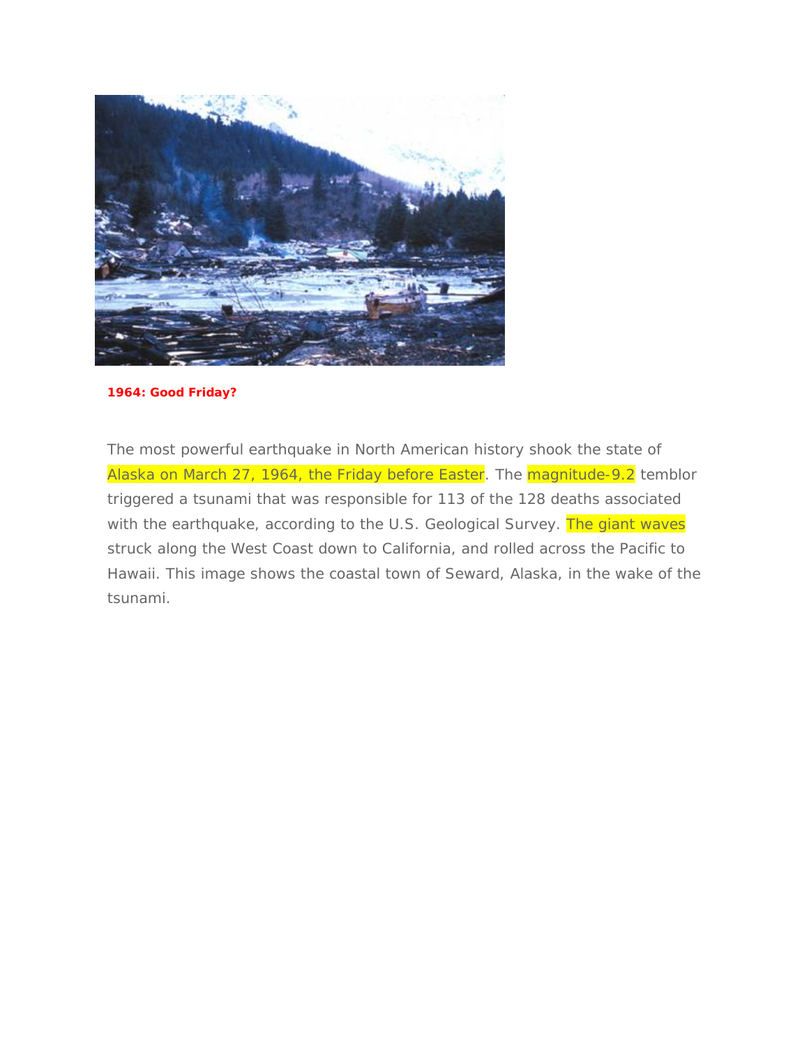**1964: Good Friday?**

The most powerful earthquake in North American history shook the state of Alaska on March 27, 1964, the Friday before Easter. The magnitude-9.2 temblor triggered a tsunami that was responsible for 113 of the 128 deaths associated with the earthquake, according to the U.S. Geological Survey. The giant waves struck along the West Coast down to California, and rolled across the Pacific to Hawaii. This image shows the coastal town of Seward, Alaska, in the wake of the tsunami.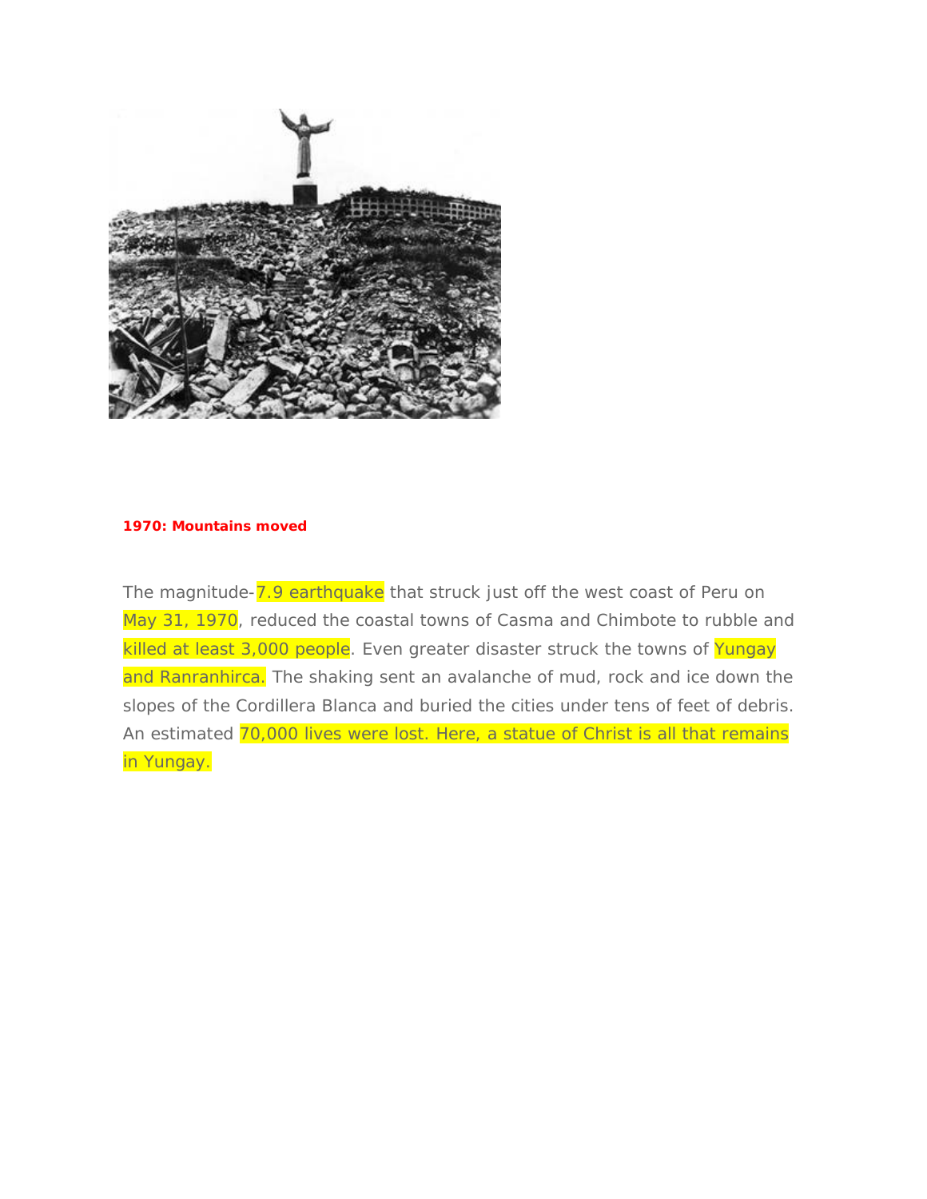**1970: Mountains moved**

The magnitude-7.9 earthquake that struck just off the west coast of Peru on May 31, 1970, reduced the coastal towns of Casma and Chimbote to rubble and killed at least 3,000 people. Even greater disaster struck the towns of Yungay and Ranranhirca. The shaking sent an avalanche of mud, rock and ice down the slopes of the Cordillera Blanca and buried the cities under tens of feet of debris. An estimated 70,000 lives were lost. Here, a statue of Christ is all that remains in Yungay.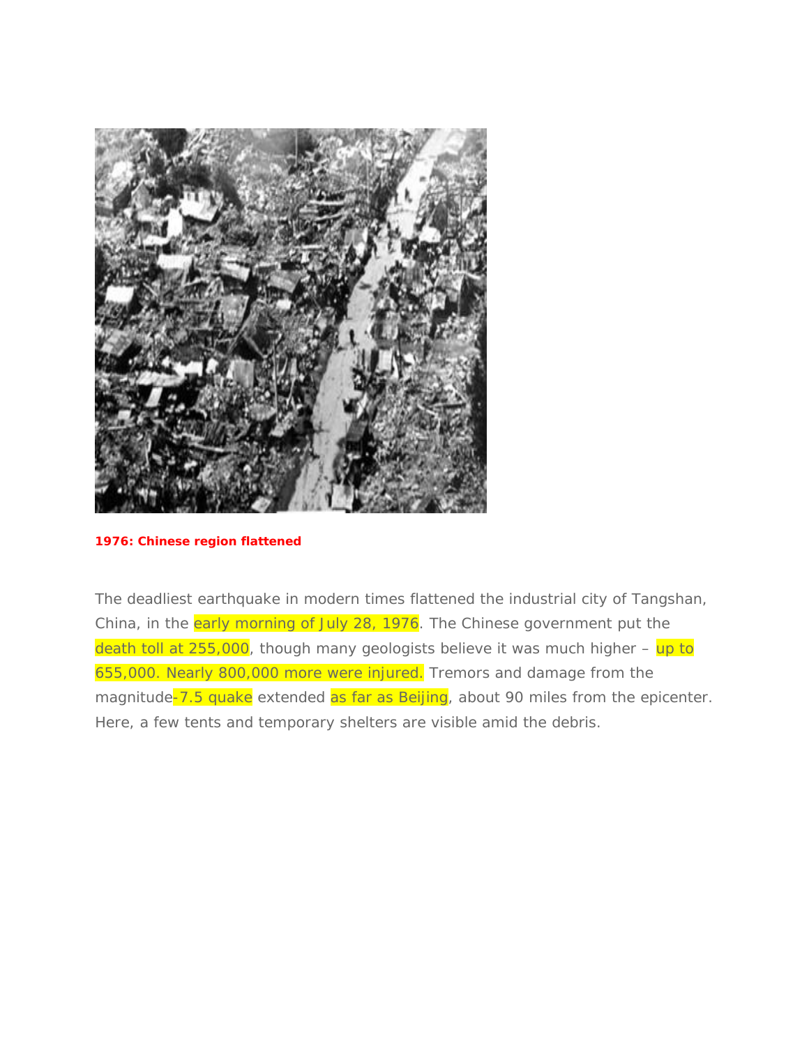**1976: Chinese region flattened**

The deadliest earthquake in modern times flattened the industrial city of Tangshan, China, in the early morning of July 28, 1976. The Chinese government put the death toll at 255,000, though many geologists believe it was much higher – up to 655,000. Nearly 800,000 more were injured. Tremors and damage from the magnitude-7.5 quake extended as far as Beijing, about 90 miles from the epicenter. Here, a few tents and temporary shelters are visible amid the debris.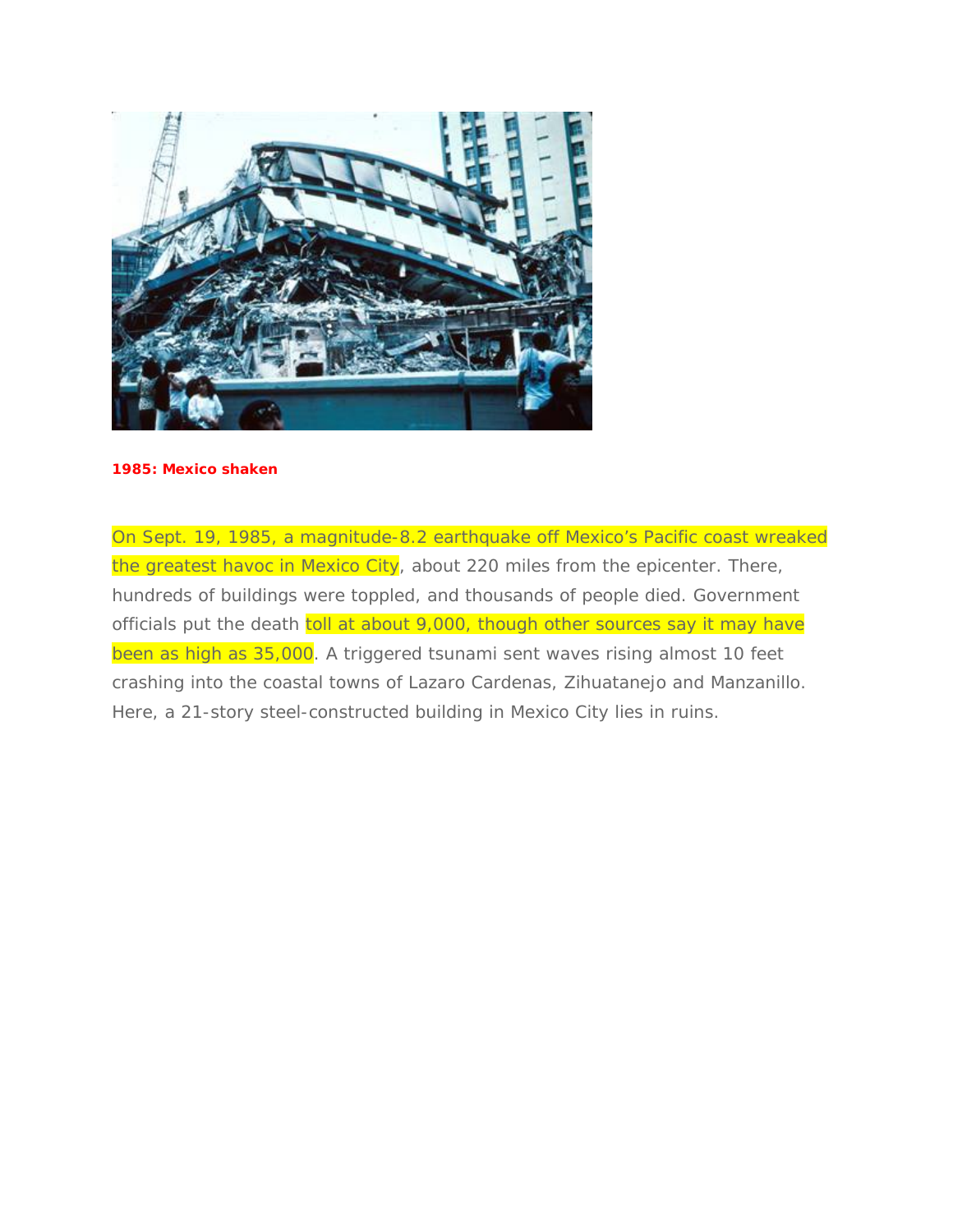**1985: Mexico shaken**

On Sept. 19, 1985, a magnitude-8.2 earthquake off Mexico's Pacific coast wreaked the greatest havoc in Mexico City, about 220 miles from the epicenter. There, hundreds of buildings were toppled, and thousands of people died. Government officials put the death toll at about 9,000, though other sources say it may have been as high as 35,000. A triggered tsunami sent waves rising almost 10 feet crashing into the coastal towns of Lazaro Cardenas, Zihuatanejo and Manzanillo. Here, a 21-story steel-constructed building in Mexico City lies in ruins.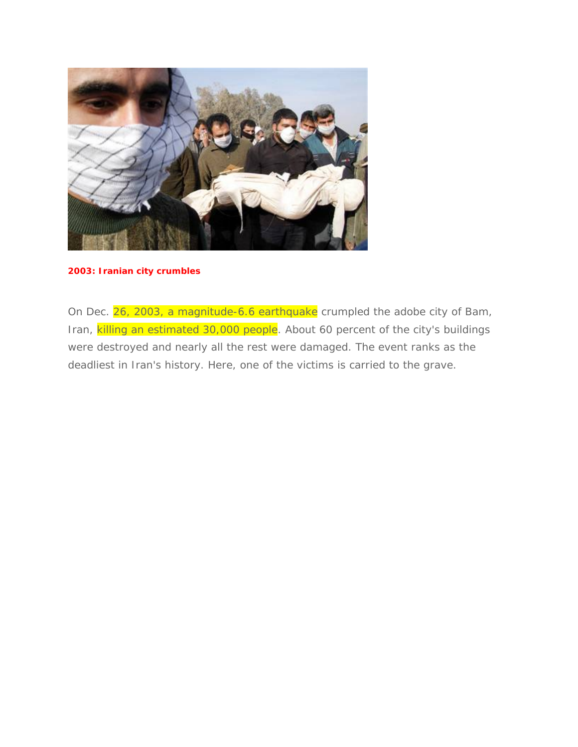**2003: Iranian city crumbles**

On Dec. 26, 2003, a magnitude-6.6 earthquake crumpled the adobe city of Bam, Iran, killing an estimated 30,000 people. About 60 percent of the city's buildings were destroyed and nearly all the rest were damaged. The event ranks as the deadliest in Iran's history. Here, one of the victims is carried to the grave.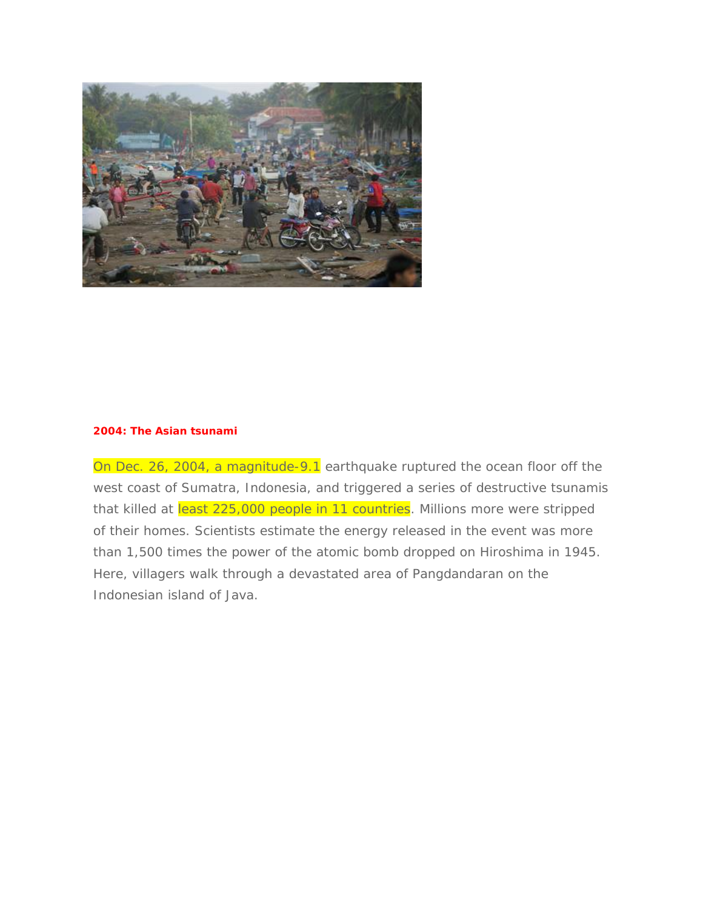**2004: The Asian tsunami**

On Dec. 26, 2004, a magnitude-9.1 earthquake ruptured the ocean floor off the west coast of Sumatra, Indonesia, and triggered a series of destructive tsunamis that killed at least 225,000 people in 11 countries. Millions more were stripped of their homes. Scientists estimate the energy released in the event was more than 1,500 times the power of the atomic bomb dropped on Hiroshima in 1945. Here, villagers walk through a devastated area of Pangdandaran on the Indonesian island of Java.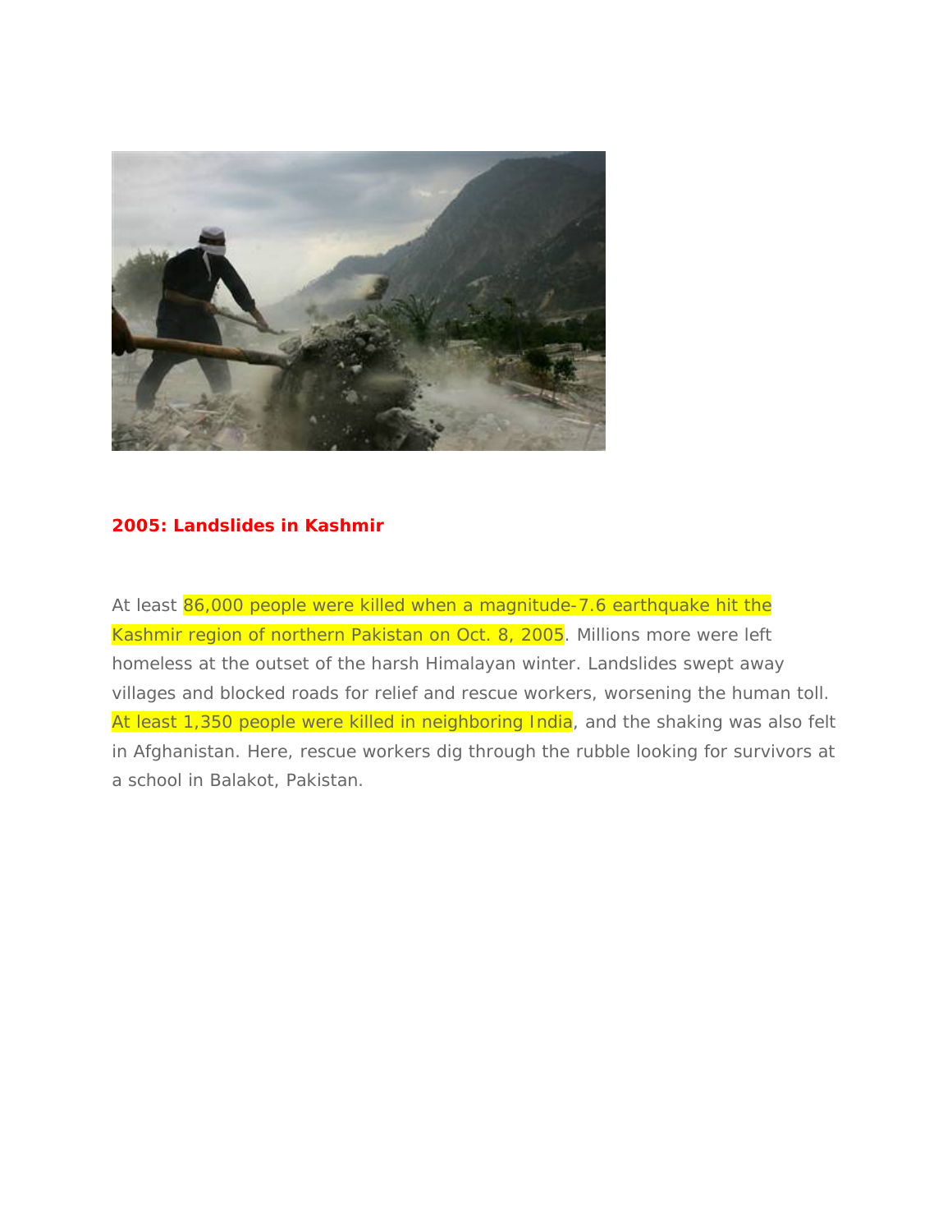## 2005: Landslides in Kashmir

At least 86,000 people were killed when a magnitude-7.6 earthquake hit the Kashmir region of northern Pakistan on Oct. 8, 2005. Millions more were left homeless at the outset of the harsh Himalayan winter. Landslides swept away villages and blocked roads for relief and rescue workers, worsening the human toll. At least 1,350 people were killed in neighboring India, and the shaking was also felt in Afghanistan. Here, rescue workers dig through the rubble looking for survivors at a school in Balakot, Pakistan.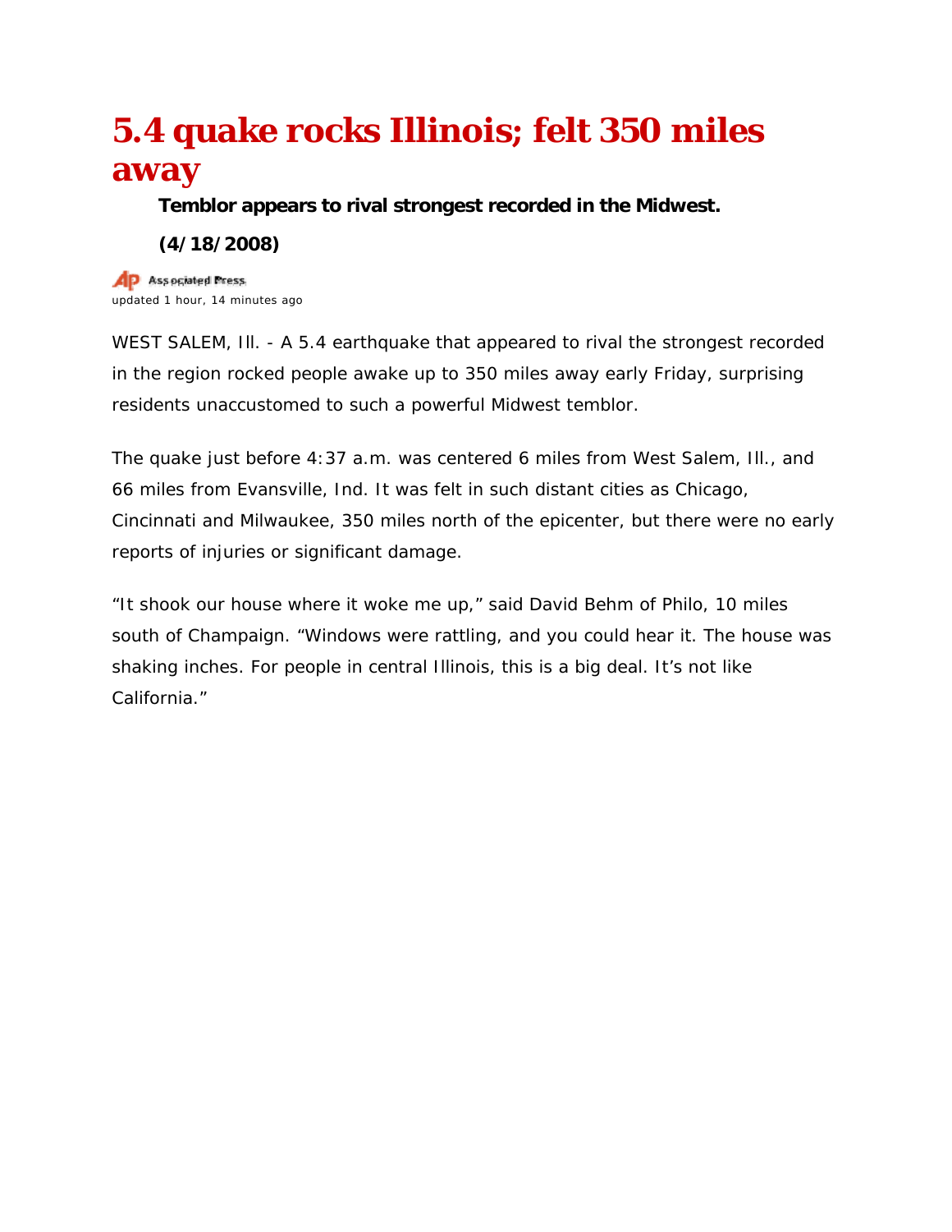# 5.4 quake rocks Illinois; felt 350 miles away

**Temblor appears to rival strongest recorded in the Midwest.**

**(4/18/2008)**

Associated Press
updated 1 hour, 14 minutes ago

WEST SALEM, Ill. - A 5.4 earthquake that appeared to rival the strongest recorded in the region rocked people awake up to 350 miles away early Friday, surprising residents unaccustomed to such a powerful Midwest temblor.

The quake just before 4:37 a.m. was centered 6 miles from West Salem, Ill., and 66 miles from Evansville, Ind. It was felt in such distant cities as Chicago, Cincinnati and Milwaukee, 350 miles north of the epicenter, but there were no early reports of injuries or significant damage.

"It shook our house where it woke me up," said David Behm of Philo, 10 miles south of Champaign. "Windows were rattling, and you could hear it. The house was shaking inches. For people in central Illinois, this is a big deal. It's not like California."